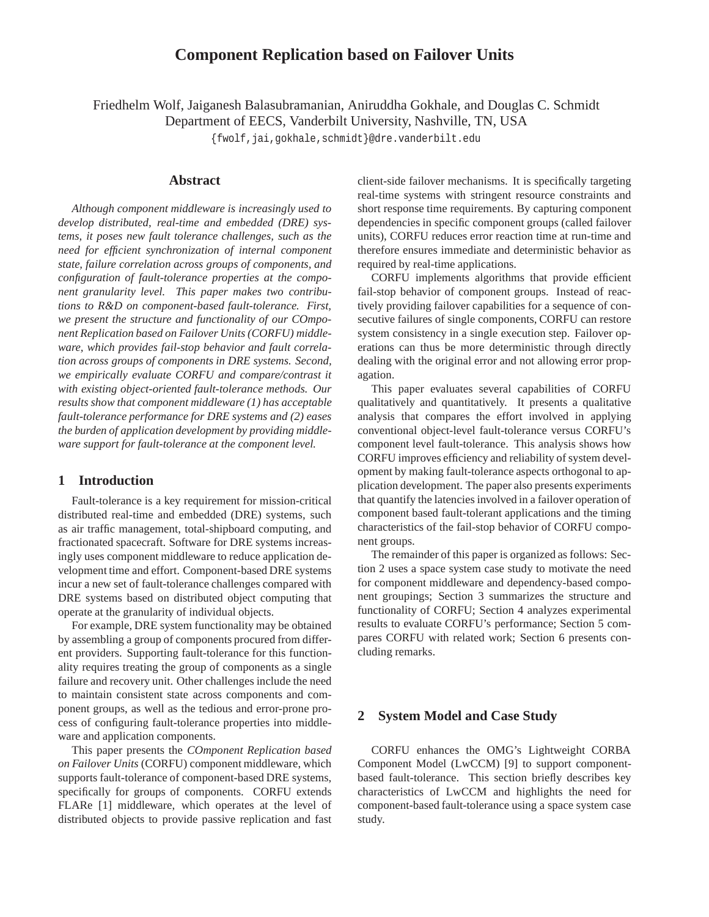# Component Replication based on Failover Units

Friedhelm Wolf, Jaiganesh Balasubramanian, Aniruddha Gokhale, and Douglas C. Schmidt
Department of EECS, Vanderbilt University, Nashville, TN, USA
{fwolf,jai,gokhale,schmidt}@dre.vanderbilt.edu

## Abstract

*Although component middleware is increasingly used to develop distributed, real-time and embedded (DRE) systems, it poses new fault tolerance challenges, such as the need for efficient synchronization of internal component state, failure correlation across groups of components, and configuration of fault-tolerance properties at the component granularity level. This paper makes two contributions to R&D on component-based fault-tolerance. First, we present the structure and functionality of our COmponent Replication based on Failover Units (CORFU) middleware, which provides fail-stop behavior and fault correlation across groups of components in DRE systems. Second, we empirically evaluate CORFU and compare/contrast it with existing object-oriented fault-tolerance methods. Our results show that component middleware (1) has acceptable fault-tolerance performance for DRE systems and (2) eases the burden of application development by providing middleware support for fault-tolerance at the component level.*

## 1 Introduction

Fault-tolerance is a key requirement for mission-critical distributed real-time and embedded (DRE) systems, such as air traffic management, total-shipboard computing, and fractionated spacecraft. Software for DRE systems increasingly uses component middleware to reduce application development time and effort. Component-based DRE systems incur a new set of fault-tolerance challenges compared with DRE systems based on distributed object computing that operate at the granularity of individual objects.

For example, DRE system functionality may be obtained by assembling a group of components procured from different providers. Supporting fault-tolerance for this functionality requires treating the group of components as a single failure and recovery unit. Other challenges include the need to maintain consistent state across components and component groups, as well as the tedious and error-prone process of configuring fault-tolerance properties into middleware and application components.

This paper presents the *COmponent Replication based on Failover Units* (CORFU) component middleware, which supports fault-tolerance of component-based DRE systems, specifically for groups of components. CORFU extends FLARe [1] middleware, which operates at the level of distributed objects to provide passive replication and fast client-side failover mechanisms. It is specifically targeting real-time systems with stringent resource constraints and short response time requirements. By capturing component dependencies in specific component groups (called failover units), CORFU reduces error reaction time at run-time and therefore ensures immediate and deterministic behavior as required by real-time applications.

CORFU implements algorithms that provide efficient fail-stop behavior of component groups. Instead of reactively providing failover capabilities for a sequence of consecutive failures of single components, CORFU can restore system consistency in a single execution step. Failover operations can thus be more deterministic through directly dealing with the original error and not allowing error propagation.

This paper evaluates several capabilities of CORFU qualitatively and quantitatively. It presents a qualitative analysis that compares the effort involved in applying conventional object-level fault-tolerance versus CORFU's component level fault-tolerance. This analysis shows how CORFU improves efficiency and reliability of system development by making fault-tolerance aspects orthogonal to application development. The paper also presents experiments that quantify the latencies involved in a failover operation of component based fault-tolerant applications and the timing characteristics of the fail-stop behavior of CORFU component groups.

The remainder of this paper is organized as follows: Section 2 uses a space system case study to motivate the need for component middleware and dependency-based component groupings; Section 3 summarizes the structure and functionality of CORFU; Section 4 analyzes experimental results to evaluate CORFU's performance; Section 5 compares CORFU with related work; Section 6 presents concluding remarks.

## 2 System Model and Case Study

CORFU enhances the OMG's Lightweight CORBA Component Model (LwCCM) [9] to support component-based fault-tolerance. This section briefly describes key characteristics of LwCCM and highlights the need for component-based fault-tolerance using a space system case study.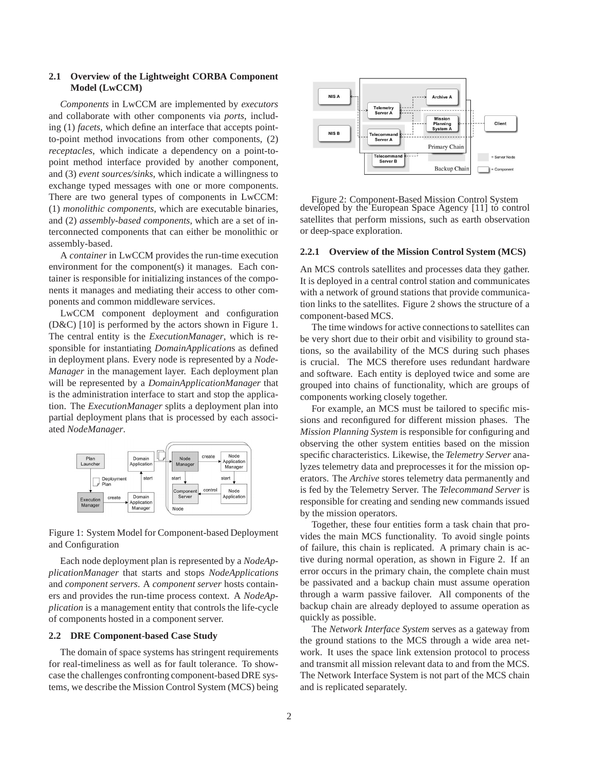### 2.1 Overview of the Lightweight CORBA Component Model (LwCCM)

*Components* in LwCCM are implemented by *executors* and collaborate with other components via *ports*, including (1) *facets*, which define an interface that accepts point-to-point method invocations from other components, (2) *receptacles*, which indicate a dependency on a point-to-point method interface provided by another component, and (3) *event sources/sinks*, which indicate a willingness to exchange typed messages with one or more components. There are two general types of components in LwCCM: (1) *monolithic components*, which are executable binaries, and (2) *assembly-based components*, which are a set of interconnected components that can either be monolithic or assembly-based.

A *container* in LwCCM provides the run-time execution environment for the component(s) it manages. Each container is responsible for initializing instances of the components it manages and mediating their access to other components and common middleware services.

LwCCM component deployment and configuration (D&C) [10] is performed by the actors shown in Figure 1. The central entity is the *ExecutionManager*, which is responsible for instantiating *DomainApplication*s as defined in deployment plans. Every node is represented by a *NodeManager* in the management layer. Each deployment plan will be represented by a *DomainApplicationManager* that is the administration interface to start and stop the application. The *ExecutionManager* splits a deployment plan into partial deployment plans that is processed by each associated *NodeManager*.

Plan Launcher
Deployment Plan
Execution Manager
create
Domain Application Manager
start
Domain Application
Node Manager
create
Node Application Manager
start
start
Component Server
control
Node Application
Node

Figure 1: System Model for Component-based Deployment and Configuration

Each node deployment plan is represented by a *NodeApplicationManager* that starts and stops *NodeApplications* and *component servers*. A *component server* hosts containers and provides the run-time process context. A *NodeApplication* is a management entity that controls the life-cycle of components hosted in a component server.

### 2.2 DRE Component-based Case Study

The domain of space systems has stringent requirements for real-timeliness as well as for fault tolerance. To showcase the challenges confronting component-based DRE systems, we describe the Mission Control System (MCS) being developed by the European Space Agency [11] to control satellites that perform missions, such as earth observation or deep-space exploration.

NIS A
NIS B
Telemetry Server A
Telecommand Server A
Archive A
Mission Planning System A
Client
Primary Chain
Telecommand Server B
Backup Chain
= Server Node
= Component

Figure 2: Component-Based Mission Control System

#### 2.2.1 Overview of the Mission Control System (MCS)

An MCS controls satellites and processes data they gather. It is deployed in a central control station and communicates with a network of ground stations that provide communication links to the satellites. Figure 2 shows the structure of a component-based MCS.

The time windows for active connections to satellites can be very short due to their orbit and visibility to ground stations, so the availability of the MCS during such phases is crucial. The MCS therefore uses redundant hardware and software. Each entity is deployed twice and some are grouped into chains of functionality, which are groups of components working closely together.

For example, an MCS must be tailored to specific missions and reconfigured for different mission phases. The *Mission Planning System* is responsible for configuring and observing the other system entities based on the mission specific characteristics. Likewise, the *Telemetry Server* analyzes telemetry data and preprocesses it for the mission operators. The *Archive* stores telemetry data permanently and is fed by the Telemetry Server. The *Telecommand Server* is responsible for creating and sending new commands issued by the mission operators.

Together, these four entities form a task chain that provides the main MCS functionality. To avoid single points of failure, this chain is replicated. A primary chain is active during normal operation, as shown in Figure 2. If an error occurs in the primary chain, the complete chain must be passivated and a backup chain must assume operation through a warm passive failover. All components of the backup chain are already deployed to assume operation as quickly as possible.

The *Network Interface System* serves as a gateway from the ground stations to the MCS through a wide area network. It uses the space link extension protocol to process and transmit all mission relevant data to and from the MCS. The Network Interface System is not part of the MCS chain and is replicated separately.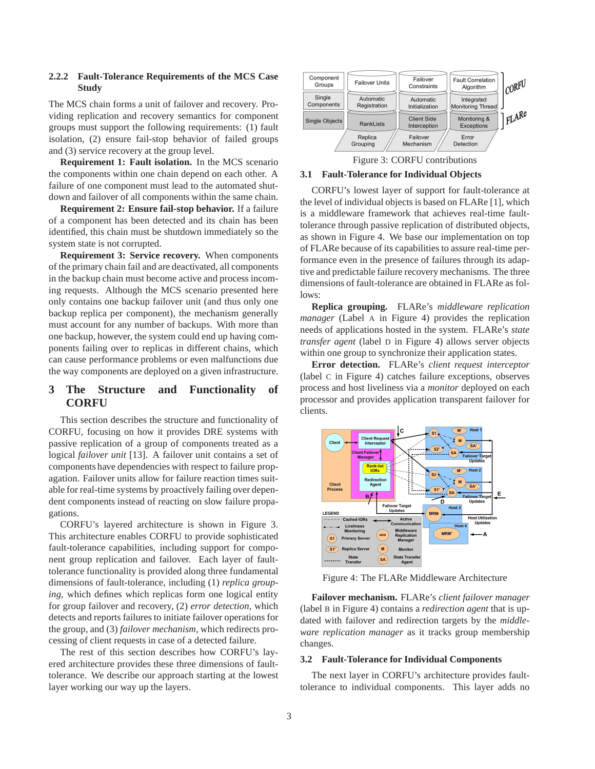### 2.2.2 Fault-Tolerance Requirements of the MCS Case Study

The MCS chain forms a unit of failover and recovery. Providing replication and recovery semantics for component groups must support the following requirements: (1) fault isolation, (2) ensure fail-stop behavior of failed groups and (3) service recovery at the group level.

**Requirement 1: Fault isolation.** In the MCS scenario the components within one chain depend on each other. A failure of one component must lead to the automated shutdown and failover of all components within the same chain.

**Requirement 2: Ensure fail-stop behavior.** If a failure of a component has been detected and its chain has been identified, this chain must be shutdown immediately so the system state is not corrupted.

**Requirement 3: Service recovery.** When components of the primary chain fail and are deactivated, all components in the backup chain must become active and process incoming requests. Although the MCS scenario presented here only contains one backup failover unit (and thus only one backup replica per component), the mechanism generally must account for any number of backups. With more than one backup, however, the system could end up having components failing over to replicas in different chains, which can cause performance problems or even malfunctions due the way components are deployed on a given infrastructure.

# 3 The Structure and Functionality of CORFU

This section describes the structure and functionality of CORFU, focusing on how it provides DRE systems with passive replication of a group of components treated as a logical *failover unit* [13]. A failover unit contains a set of components have dependencies with respect to failure propagation. Failover units allow for failure reaction times suitable for real-time systems by proactively failing over dependent components instead of reacting on slow failure propagations.

CORFU's layered architecture is shown in Figure 3. This architecture enables CORFU to provide sophisticated fault-tolerance capabilities, including support for component group replication and failover. Each layer of fault-tolerance functionality is provided along three fundamental dimensions of fault-tolerance, including (1) *replica grouping*, which defines which replicas form one logical entity for group failover and recovery, (2) *error detection*, which detects and reports failures to initiate failover operations for the group, and (3) *failover mechanism*, which redirects processing of client requests in case of a detected failure.

The rest of this section describes how CORFU's layered architecture provides these three dimensions of fault-tolerance. We describe our approach starting at the lowest layer working our way up the layers.

| Component Groups | Failover Units | Failover Constraints | Fault Correlation Algorithm | CORFU |
|---|---|---|---|---|
| Single Components | Automatic Registration | Automatic Initialization | Integrated Monitoring Thread | |
| Single Objects | RankLists | Client Side Interception | Monitoring & Exceptions | FLARe |
| | Replica Grouping | Failover Mechanism | Error Detection | |

Figure 3: CORFU contributions

## 3.1 Fault-Tolerance for Individual Objects

CORFU's lowest layer of support for fault-tolerance at the level of individual objects is based on FLARe [1], which is a middleware framework that achieves real-time fault-tolerance through passive replication of distributed objects, as shown in Figure 4. We base our implementation on top of FLARe because of its capabilities to assure real-time performance even in the presence of failures through its adaptive and predictable failure recovery mechanisms. The three dimensions of fault-tolerance are obtained in FLARe as follows:

**Replica grouping.** FLARe's *middleware replication manager* (Label A in Figure 4) provides the replication needs of applications hosted in the system. FLARe's *state transfer agent* (label D in Figure 4) allows server objects within one group to synchronize their application states.

**Error detection.** FLARe's *client request interceptor* (label C in Figure 4) catches failure exceptions, observes process and host liveliness via a *monitor* deployed on each processor and provides application transparent failover for clients.

Figure 4: The FLARe Middleware Architecture

**Failover mechanism.** FLARe's *client failover manager* (label B in Figure 4) contains a *redirection agent* that is updated with failover and redirection targets by the *middleware replication manager* as it tracks group membership changes.

## 3.2 Fault-Tolerance for Individual Components

The next layer in CORFU's architecture provides fault-tolerance to individual components. This layer adds no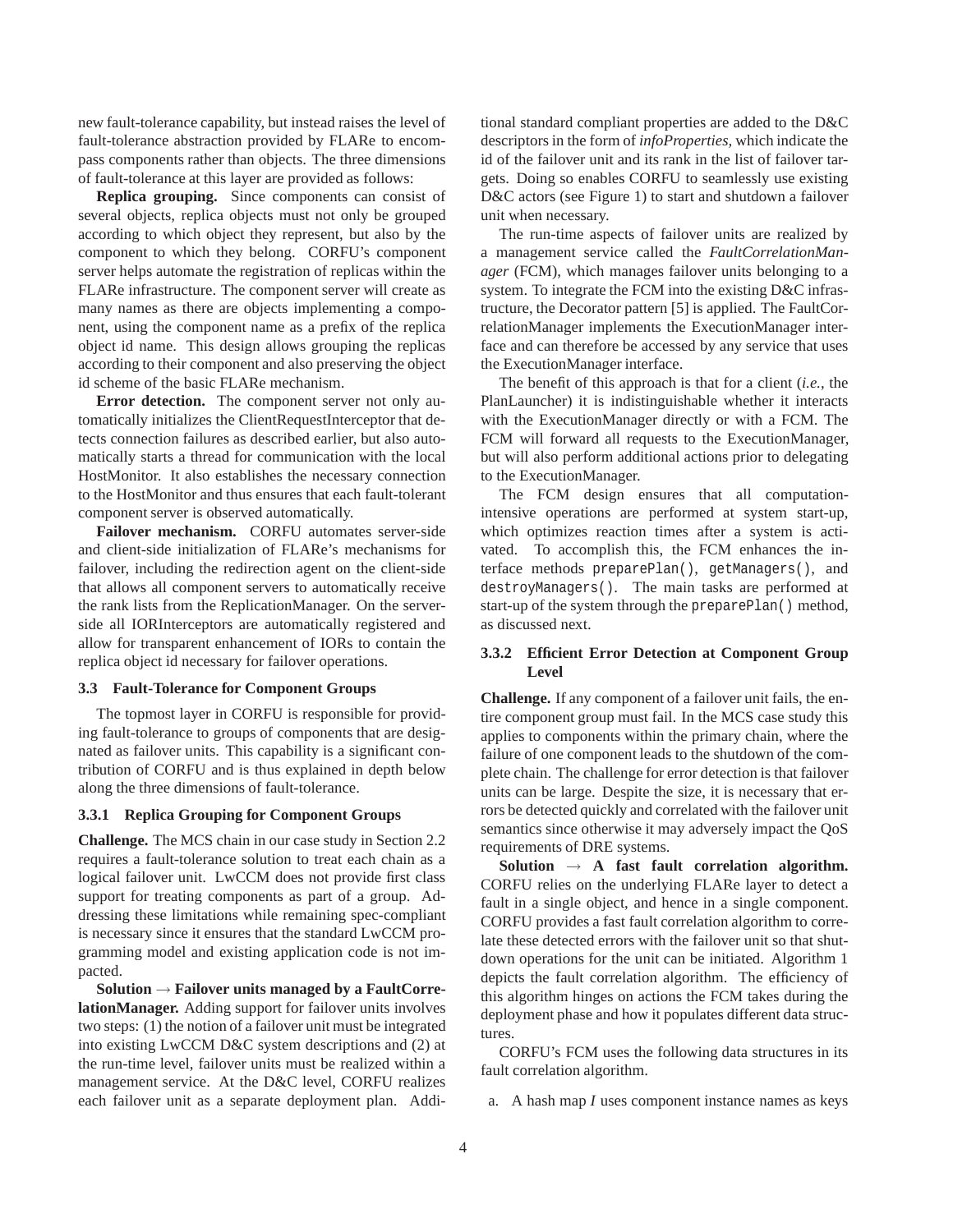new fault-tolerance capability, but instead raises the level of fault-tolerance abstraction provided by FLARe to encompass components rather than objects. The three dimensions of fault-tolerance at this layer are provided as follows:

**Replica grouping.** Since components can consist of several objects, replica objects must not only be grouped according to which object they represent, but also by the component to which they belong. CORFU's component server helps automate the registration of replicas within the FLARe infrastructure. The component server will create as many names as there are objects implementing a component, using the component name as a prefix of the replica object id name. This design allows grouping the replicas according to their component and also preserving the object id scheme of the basic FLARe mechanism.

**Error detection.** The component server not only automatically initializes the ClientRequestInterceptor that detects connection failures as described earlier, but also automatically starts a thread for communication with the local HostMonitor. It also establishes the necessary connection to the HostMonitor and thus ensures that each fault-tolerant component server is observed automatically.

**Failover mechanism.** CORFU automates server-side and client-side initialization of FLARe's mechanisms for failover, including the redirection agent on the client-side that allows all component servers to automatically receive the rank lists from the ReplicationManager. On the server-side all IORInterceptors are automatically registered and allow for transparent enhancement of IORs to contain the replica object id necessary for failover operations.

### 3.3 Fault-Tolerance for Component Groups

The topmost layer in CORFU is responsible for providing fault-tolerance to groups of components that are designated as failover units. This capability is a significant contribution of CORFU and is thus explained in depth below along the three dimensions of fault-tolerance.

#### 3.3.1 Replica Grouping for Component Groups

**Challenge.** The MCS chain in our case study in Section 2.2 requires a fault-tolerance solution to treat each chain as a logical failover unit. LwCCM does not provide first class support for treating components as part of a group. Addressing these limitations while remaining spec-compliant is necessary since it ensures that the standard LwCCM programming model and existing application code is not impacted.

**Solution → Failover units managed by a FaultCorrelationManager.** Adding support for failover units involves two steps: (1) the notion of a failover unit must be integrated into existing LwCCM D&C system descriptions and (2) at the run-time level, failover units must be realized within a management service. At the D&C level, CORFU realizes each failover unit as a separate deployment plan. Additional standard compliant properties are added to the D&C descriptors in the form of *infoProperties*, which indicate the id of the failover unit and its rank in the list of failover targets. Doing so enables CORFU to seamlessly use existing D&C actors (see Figure 1) to start and shutdown a failover unit when necessary.

The run-time aspects of failover units are realized by a management service called the *FaultCorrelationManager* (FCM), which manages failover units belonging to a system. To integrate the FCM into the existing D&C infrastructure, the Decorator pattern [5] is applied. The FaultCorrelationManager implements the ExecutionManager interface and can therefore be accessed by any service that uses the ExecutionManager interface.

The benefit of this approach is that for a client (*i.e.*, the PlanLauncher) it is indistinguishable whether it interacts with the ExecutionManager directly or with a FCM. The FCM will forward all requests to the ExecutionManager, but will also perform additional actions prior to delegating to the ExecutionManager.

The FCM design ensures that all computation-intensive operations are performed at system start-up, which optimizes reaction times after a system is activated. To accomplish this, the FCM enhances the interface methods `preparePlan()`, `getManagers()`, and `destroyManagers()`. The main tasks are performed at start-up of the system through the `preparePlan()` method, as discussed next.

#### 3.3.2 Efficient Error Detection at Component Group Level

**Challenge.** If any component of a failover unit fails, the entire component group must fail. In the MCS case study this applies to components within the primary chain, where the failure of one component leads to the shutdown of the complete chain. The challenge for error detection is that failover units can be large. Despite the size, it is necessary that errors be detected quickly and correlated with the failover unit semantics since otherwise it may adversely impact the QoS requirements of DRE systems.

**Solution → A fast fault correlation algorithm.** CORFU relies on the underlying FLARe layer to detect a fault in a single object, and hence in a single component. CORFU provides a fast fault correlation algorithm to correlate these detected errors with the failover unit so that shutdown operations for the unit can be initiated. Algorithm 1 depicts the fault correlation algorithm. The efficiency of this algorithm hinges on actions the FCM takes during the deployment phase and how it populates different data structures.

CORFU's FCM uses the following data structures in its fault correlation algorithm.

a. A hash map $I$ uses component instance names as keys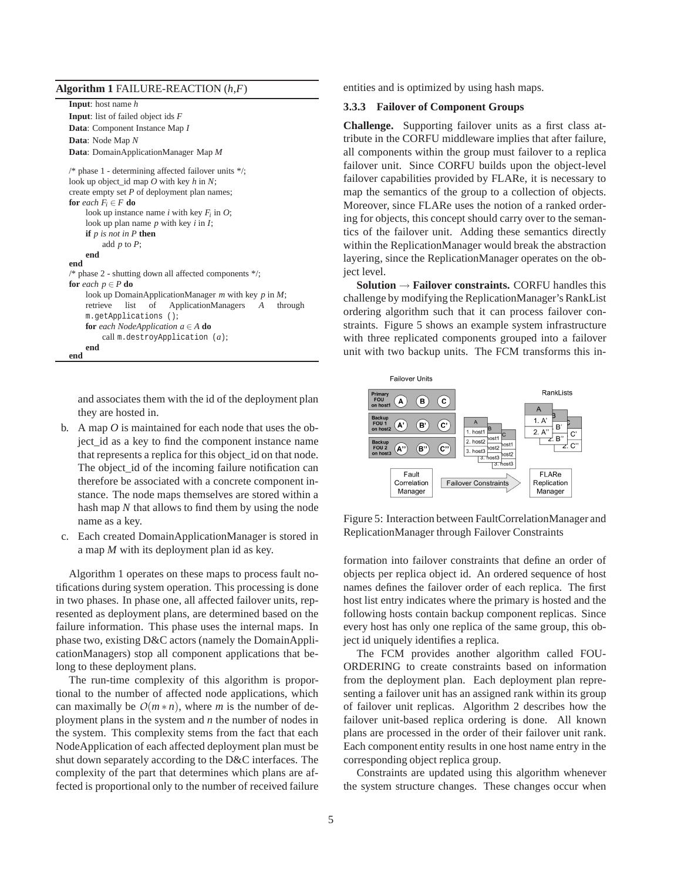**Algorithm 1** FAILURE-REACTION ($h$,$F$)

```
Input: host name h
Input: list of failed object ids F
Data: Component Instance Map I
Data: Node Map N
Data: DomainApplicationManager Map M

/* phase 1 - determining affected failover units */;
look up object_id map O with key h in N;
create empty set P of deployment plan names;
for each F_i ∈ F do
    look up instance name i with key F_i in O;
    look up plan name p with key i in I;
    if p is not in P then
        add p to P;
    end
end
/* phase 2 - shutting down all affected components */;
for each p ∈ P do
    look up DomainApplicationManager m with key p in M;
    retrieve list of ApplicationManagers A through
    m.getApplications ();
    for each NodeApplication a ∈ A do
        call m.destroyApplication (a);
    end
end
```

and associates them with the id of the deployment plan they are hosted in.

b. A map $O$ is maintained for each node that uses the object_id as a key to find the component instance name that represents a replica for this object_id on that node. The object_id of the incoming failure notification can therefore be associated with a concrete component instance. The node maps themselves are stored within a hash map $N$ that allows to find them by using the node name as a key.

c. Each created DomainApplicationManager is stored in a map $M$ with its deployment plan id as key.

Algorithm 1 operates on these maps to process fault notifications during system operation. This processing is done in two phases. In phase one, all affected failover units, represented as deployment plans, are determined based on the failure information. This phase uses the internal maps. In phase two, existing D&C actors (namely the DomainApplicationManagers) stop all component applications that belong to these deployment plans.

The run-time complexity of this algorithm is proportional to the number of affected node applications, which can maximally be $O(m * n)$, where $m$ is the number of deployment plans in the system and $n$ the number of nodes in the system. This complexity stems from the fact that each NodeApplication of each affected deployment plan must be shut down separately according to the D&C interfaces. The complexity of the part that determines which plans are affected is proportional only to the number of received failure entities and is optimized by using hash maps.

### 3.3.3 Failover of Component Groups

**Challenge.** Supporting failover units as a first class attribute in the CORFU middleware implies that after failure, all components within the group must failover to a replica failover unit. Since CORFU builds upon the object-level failover capabilities provided by FLARe, it is necessary to map the semantics of the group to a collection of objects. Moreover, since FLARe uses the notion of a ranked ordering for objects, this concept should carry over to the semantics of the failover unit. Adding these semantics directly within the ReplicationManager would break the abstraction layering, since the ReplicationManager operates on the object level.

**Solution → Failover constraints.** CORFU handles this challenge by modifying the ReplicationManager's RankList ordering algorithm such that it can process failover constraints. Figure 5 shows an example system infrastructure with three replicated components grouped into a failover unit with two backup units. The FCM transforms this information into failover constraints that define an order of objects per replica object id. An ordered sequence of host names defines the failover order of each replica. The first host list entry indicates where the primary is hosted and the following hosts contain backup component replicas. Since every host has only one replica of the same group, this object id uniquely identifies a replica.

Figure 5: Interaction between FaultCorrelationManager and ReplicationManager through Failover Constraints

The FCM provides another algorithm called FOU-ORDERING to create constraints based on information from the deployment plan. Each deployment plan representing a failover unit has an assigned rank within its group of failover unit replicas. Algorithm 2 describes how the failover unit-based replica ordering is done. All known plans are processed in the order of their failover unit rank. Each component entity results in one host name entry in the corresponding object replica group.

Constraints are updated using this algorithm whenever the system structure changes. These changes occur when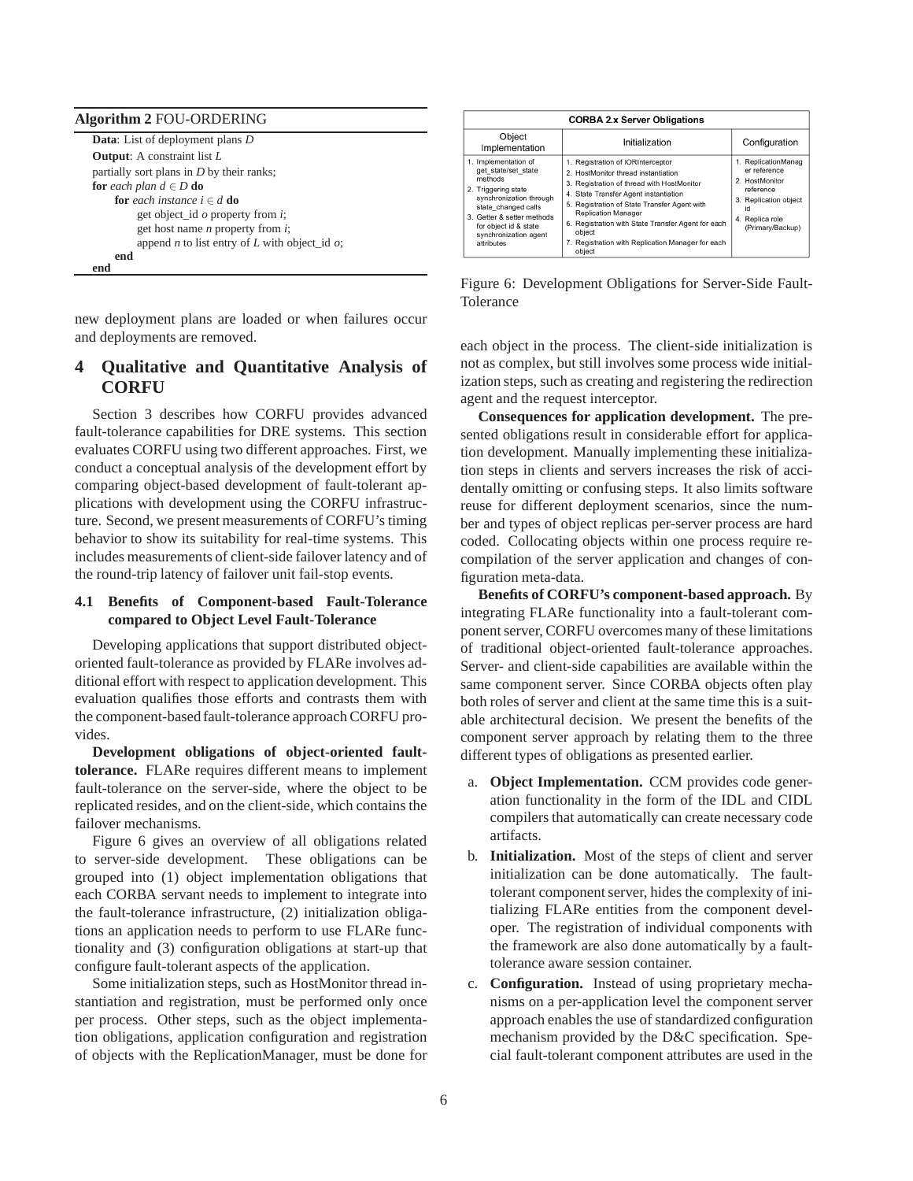**Algorithm 2** FOU-ORDERING

```
Data: List of deployment plans D
Output: A constraint list L
partially sort plans in D by their ranks;
for each plan d ∈ D do
    for each instance i ∈ d do
        get object_id o property from i;
        get host name n property from i;
        append n to list entry of L with object_id o;
    end
end
```

new deployment plans are loaded or when failures occur and deployments are removed.

## 4 Qualitative and Quantitative Analysis of CORFU

Section 3 describes how CORFU provides advanced fault-tolerance capabilities for DRE systems. This section evaluates CORFU using two different approaches. First, we conduct a conceptual analysis of the development effort by comparing object-based development of fault-tolerant applications with development using the CORFU infrastructure. Second, we present measurements of CORFU's timing behavior to show its suitability for real-time systems. This includes measurements of client-side failover latency and of the round-trip latency of failover unit fail-stop events.

### 4.1 Benefits of Component-based Fault-Tolerance compared to Object Level Fault-Tolerance

Developing applications that support distributed object-oriented fault-tolerance as provided by FLARe involves additional effort with respect to application development. This evaluation qualifies those efforts and contrasts them with the component-based fault-tolerance approach CORFU provides.

**Development obligations of object-oriented fault-tolerance.** FLARe requires different means to implement fault-tolerance on the server-side, where the object to be replicated resides, and on the client-side, which contains the failover mechanisms.

Figure 6 gives an overview of all obligations related to server-side development. These obligations can be grouped into (1) object implementation obligations that each CORBA servant needs to implement to integrate into the fault-tolerance infrastructure, (2) initialization obligations an application needs to perform to use FLARe functionality and (3) configuration obligations at start-up that configure fault-tolerant aspects of the application.

Some initialization steps, such as HostMonitor thread instantiation and registration, must be performed only once per process. Other steps, such as the object implementation obligations, application configuration and registration of objects with the ReplicationManager, must be done for each object in the process. The client-side initialization is not as complex, but still involves some process wide initialization steps, such as creating and registering the redirection agent and the request interceptor.

| CORBA 2.x Server Obligations | | |
|---|---|---|
| **Object Implementation** | **Initialization** | **Configuration** |
| 1. Implementation of get_state/set_state methods<br>2. Triggering state synchronization through state_changed calls<br>3. Getter & setter methods for object id & state synchronization agent attributes | 1. Registration of IORInterceptor<br>2. HostMonitor thread instantiation<br>3. Registration of thread with HostMonitor<br>4. State Transfer Agent instantiation<br>5. Registration of State Transfer Agent with Replication Manager<br>6. Registration with State Transfer Agent for each object<br>7. Registration with Replication Manager for each object | 1. ReplicationManager reference<br>2. HostMonitor reference<br>3. Replication object id<br>4. Replica role (Primary/Backup) |

Figure 6: Development Obligations for Server-Side Fault-Tolerance

**Consequences for application development.** The presented obligations result in considerable effort for application development. Manually implementing these initialization steps in clients and servers increases the risk of accidentally omitting or confusing steps. It also limits software reuse for different deployment scenarios, since the number and types of object replicas per-server process are hard coded. Collocating objects within one process require recompilation of the server application and changes of configuration meta-data.

**Benefits of CORFU's component-based approach.** By integrating FLARe functionality into a fault-tolerant component server, CORFU overcomes many of these limitations of traditional object-oriented fault-tolerance approaches. Server- and client-side capabilities are available within the same component server. Since CORBA objects often play both roles of server and client at the same time this is a suitable architectural decision. We present the benefits of the component server approach by relating them to the three different types of obligations as presented earlier.

a. **Object Implementation.** CCM provides code generation functionality in the form of the IDL and CIDL compilers that automatically can create necessary code artifacts.

b. **Initialization.** Most of the steps of client and server initialization can be done automatically. The fault-tolerant component server, hides the complexity of initializing FLARe entities from the component developer. The registration of individual components with the framework are also done automatically by a fault-tolerance aware session container.

c. **Configuration.** Instead of using proprietary mechanisms on a per-application level the component server approach enables the use of standardized configuration mechanism provided by the D&C specification. Special fault-tolerant component attributes are used in the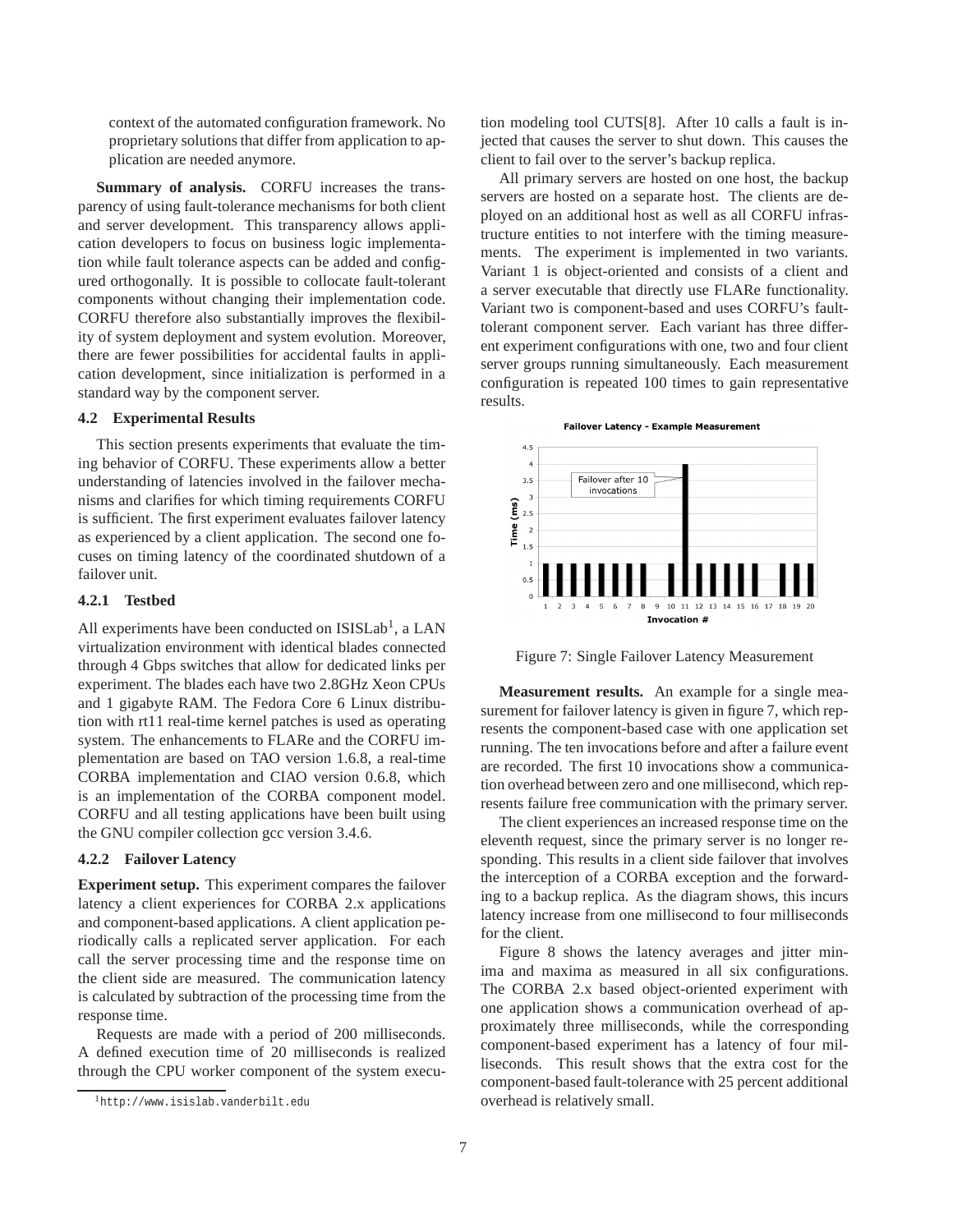context of the automated configuration framework. No proprietary solutions that differ from application to application are needed anymore.

**Summary of analysis.** CORFU increases the transparency of using fault-tolerance mechanisms for both client and server development. This transparency allows application developers to focus on business logic implementation while fault tolerance aspects can be added and configured orthogonally. It is possible to collocate fault-tolerant components without changing their implementation code. CORFU therefore also substantially improves the flexibility of system deployment and system evolution. Moreover, there are fewer possibilities for accidental faults in application development, since initialization is performed in a standard way by the component server.

### 4.2 Experimental Results

This section presents experiments that evaluate the timing behavior of CORFU. These experiments allow a better understanding of latencies involved in the failover mechanisms and clarifies for which timing requirements CORFU is sufficient. The first experiment evaluates failover latency as experienced by a client application. The second one focuses on timing latency of the coordinated shutdown of a failover unit.

#### 4.2.1 Testbed

All experiments have been conducted on ISISLab[1], a LAN virtualization environment with identical blades connected through 4 Gbps switches that allow for dedicated links per experiment. The blades each have two 2.8GHz Xeon CPUs and 1 gigabyte RAM. The Fedora Core 6 Linux distribution with rt11 real-time kernel patches is used as operating system. The enhancements to FLARe and the CORFU implementation are based on TAO version 1.6.8, a real-time CORBA implementation and CIAO version 0.6.8, which is an implementation of the CORBA component model. CORFU and all testing applications have been built using the GNU compiler collection gcc version 3.4.6.

#### 4.2.2 Failover Latency

**Experiment setup.** This experiment compares the failover latency a client experiences for CORBA 2.x applications and component-based applications. A client application periodically calls a replicated server application. For each call the server processing time and the response time on the client side are measured. The communication latency is calculated by subtraction of the processing time from the response time.

Requests are made with a period of 200 milliseconds. A defined execution time of 20 milliseconds is realized through the CPU worker component of the system execution modeling tool CUTS[8]. After 10 calls a fault is injected that causes the server to shut down. This causes the client to fail over to the server's backup replica.

All primary servers are hosted on one host, the backup servers are hosted on a separate host. The clients are deployed on an additional host as well as all CORFU infrastructure entities to not interfere with the timing measurements. The experiment is implemented in two variants. Variant 1 is object-oriented and consists of a client and a server executable that directly use FLARe functionality. Variant two is component-based and uses CORFU's fault-tolerant component server. Each variant has three different experiment configurations with one, two and four client server groups running simultaneously. Each measurement configuration is repeated 100 times to gain representative results.

Figure 7: Single Failover Latency Measurement

**Measurement results.** An example for a single measurement for failover latency is given in figure 7, which represents the component-based case with one application set running. The ten invocations before and after a failure event are recorded. The first 10 invocations show a communication overhead between zero and one millisecond, which represents failure free communication with the primary server.

The client experiences an increased response time on the eleventh request, since the primary server is no longer responding. This results in a client side failover that involves the interception of a CORBA exception and the forwarding to a backup replica. As the diagram shows, this incurs latency increase from one millisecond to four milliseconds for the client.

Figure 8 shows the latency averages and jitter minima and maxima as measured in all six configurations. The CORBA 2.x based object-oriented experiment with one application shows a communication overhead of approximately three milliseconds, while the corresponding component-based experiment has a latency of four milliseconds. This result shows that the extra cost for the component-based fault-tolerance with 25 percent additional overhead is relatively small.

[1] http://www.isislab.vanderbilt.edu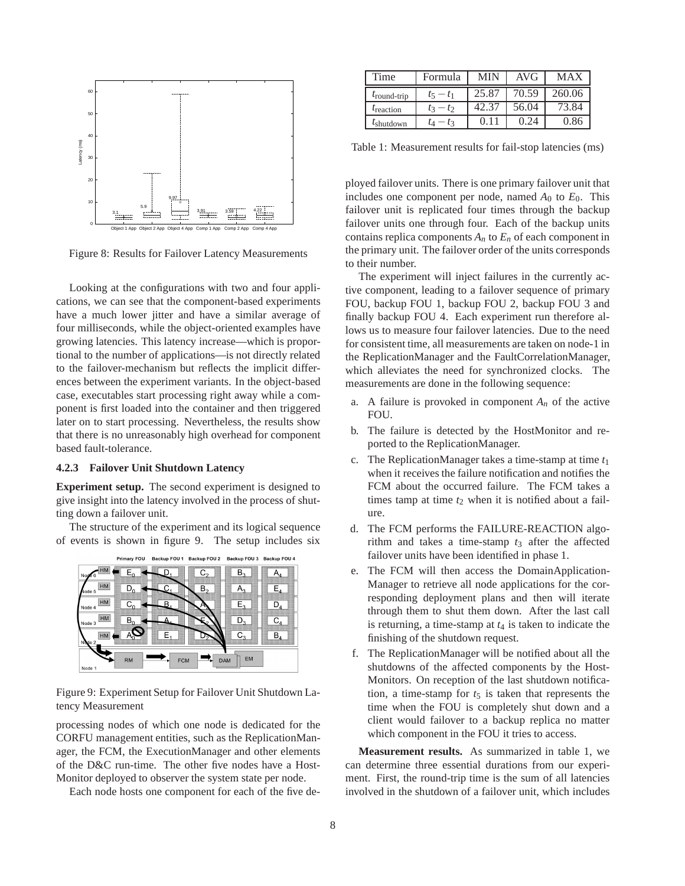Figure 8: Results for Failover Latency Measurements

Looking at the configurations with two and four applications, we can see that the component-based experiments have a much lower jitter and have a similar average of four milliseconds, while the object-oriented examples have growing latencies. This latency increase—which is proportional to the number of applications—is not directly related to the failover-mechanism but reflects the implicit differences between the experiment variants. In the object-based case, executables start processing right away while a component is first loaded into the container and then triggered later on to start processing. Nevertheless, the results show that there is no unreasonably high overhead for component based fault-tolerance.

### 4.2.3 Failover Unit Shutdown Latency

**Experiment setup.** The second experiment is designed to give insight into the latency involved in the process of shutting down a failover unit.

The structure of the experiment and its logical sequence of events is shown in figure 9. The setup includes six processing nodes of which one node is dedicated for the CORFU management entities, such as the ReplicationManager, the FCM, the ExecutionManager and other elements of the D&C run-time. The other five nodes have a HostMonitor deployed to observer the system state per node.

Figure 9: Experiment Setup for Failover Unit Shutdown Latency Measurement

Each node hosts one component for each of the five deployed failover units. There is one primary failover unit that includes one component per node, named $A_0$ to $E_0$. This failover unit is replicated four times through the backup failover units one through four. Each of the backup units contains replica components $A_n$ to $E_n$ of each component in the primary unit. The failover order of the units corresponds to their number.

| Time | Formula | MIN | AVG | MAX |
|---|---|---|---|---|
| $t_{\text{round-trip}}$ | $t_5 - t_1$ | 25.87 | 70.59 | 260.06 |
| $t_{\text{reaction}}$ | $t_3 - t_2$ | 42.37 | 56.04 | 73.84 |
| $t_{\text{shutdown}}$ | $t_4 - t_3$ | 0.11 | 0.24 | 0.86 |

Table 1: Measurement results for fail-stop latencies (ms)

The experiment will inject failures in the currently active component, leading to a failover sequence of primary FOU, backup FOU 1, backup FOU 2, backup FOU 3 and finally backup FOU 4. Each experiment run therefore allows us to measure four failover latencies. Due to the need for consistent time, all measurements are taken on node-1 in the ReplicationManager and the FaultCorrelationManager, which alleviates the need for synchronized clocks. The measurements are done in the following sequence:

a. A failure is provoked in component $A_n$ of the active FOU.

b. The failure is detected by the HostMonitor and reported to the ReplicationManager.

c. The ReplicationManager takes a time-stamp at time $t_1$ when it receives the failure notification and notifies the FCM about the occurred failure. The FCM takes a times tamp at time $t_2$ when it is notified about a failure.

d. The FCM performs the FAILURE-REACTION algorithm and takes a time-stamp $t_3$ after the affected failover units have been identified in phase 1.

e. The FCM will then access the DomainApplicationManager to retrieve all node applications for the corresponding deployment plans and then will iterate through them to shut them down. After the last call is returning, a time-stamp at $t_4$ is taken to indicate the finishing of the shutdown request.

f. The ReplicationManager will be notified about all the shutdowns of the affected components by the HostMonitors. On reception of the last shutdown notification, a time-stamp for $t_5$ is taken that represents the time when the FOU is completely shut down and a client would failover to a backup replica no matter which component in the FOU it tries to access.

**Measurement results.** As summarized in table 1, we can determine three essential durations from our experiment. First, the round-trip time is the sum of all latencies involved in the shutdown of a failover unit, which includes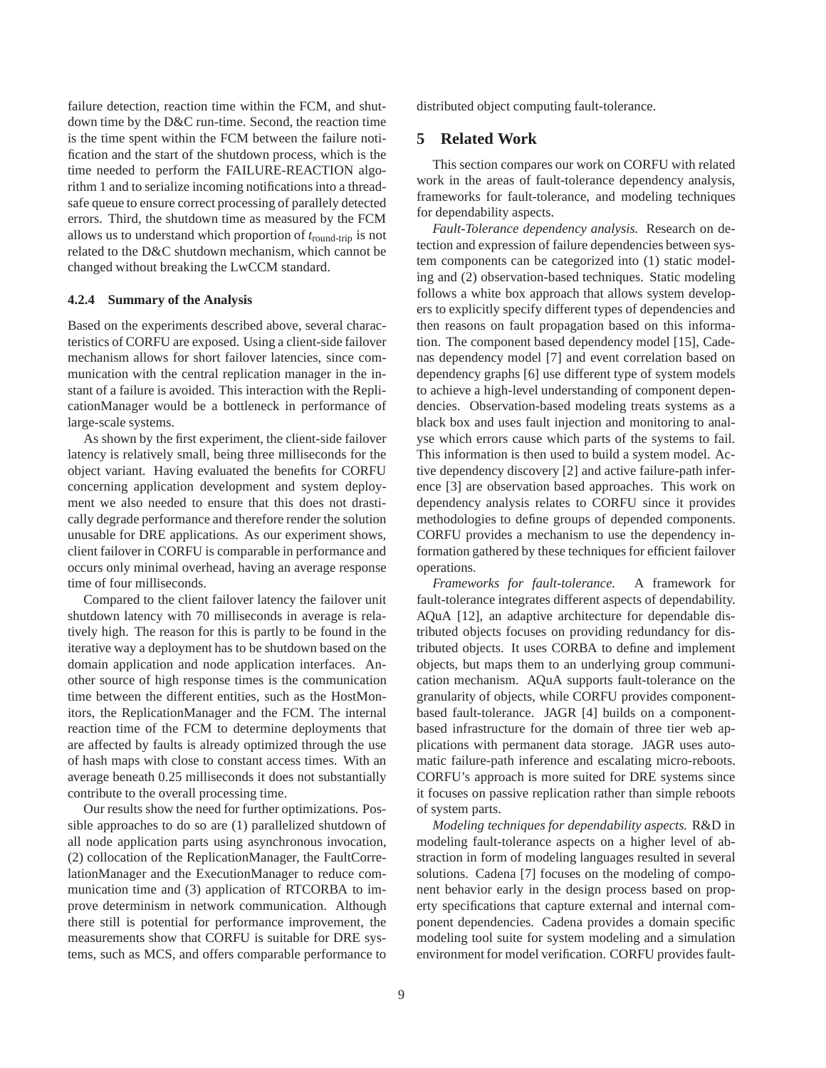failure detection, reaction time within the FCM, and shutdown time by the D&C run-time. Second, the reaction time is the time spent within the FCM between the failure notification and the start of the shutdown process, which is the time needed to perform the FAILURE-REACTION algorithm 1 and to serialize incoming notifications into a thread-safe queue to ensure correct processing of parallely detected errors. Third, the shutdown time as measured by the FCM allows us to understand which proportion of $t_{\text{round-trip}}$ is not related to the D&C shutdown mechanism, which cannot be changed without breaking the LwCCM standard.

#### 4.2.4 Summary of the Analysis

Based on the experiments described above, several characteristics of CORFU are exposed. Using a client-side failover mechanism allows for short failover latencies, since communication with the central replication manager in the instant of a failure is avoided. This interaction with the ReplicationManager would be a bottleneck in performance of large-scale systems.

As shown by the first experiment, the client-side failover latency is relatively small, being three milliseconds for the object variant. Having evaluated the benefits for CORFU concerning application development and system deployment we also needed to ensure that this does not drastically degrade performance and therefore render the solution unusable for DRE applications. As our experiment shows, client failover in CORFU is comparable in performance and occurs only minimal overhead, having an average response time of four milliseconds.

Compared to the client failover latency the failover unit shutdown latency with 70 milliseconds in average is relatively high. The reason for this is partly to be found in the iterative way a deployment has to be shutdown based on the domain application and node application interfaces. Another source of high response times is the communication time between the different entities, such as the HostMonitors, the ReplicationManager and the FCM. The internal reaction time of the FCM to determine deployments that are affected by faults is already optimized through the use of hash maps with close to constant access times. With an average beneath 0.25 milliseconds it does not substantially contribute to the overall processing time.

Our results show the need for further optimizations. Possible approaches to do so are (1) parallelized shutdown of all node application parts using asynchronous invocation, (2) collocation of the ReplicationManager, the FaultCorrelationManager and the ExecutionManager to reduce communication time and (3) application of RTCORBA to improve determinism in network communication. Although there still is potential for performance improvement, the measurements show that CORFU is suitable for DRE systems, such as MCS, and offers comparable performance to distributed object computing fault-tolerance.

## 5 Related Work

This section compares our work on CORFU with related work in the areas of fault-tolerance dependency analysis, frameworks for fault-tolerance, and modeling techniques for dependability aspects.

*Fault-Tolerance dependency analysis.* Research on detection and expression of failure dependencies between system components can be categorized into (1) static modeling and (2) observation-based techniques. Static modeling follows a white box approach that allows system developers to explicitly specify different types of dependencies and then reasons on fault propagation based on this information. The component based dependency model [15], Cadenas dependency model [7] and event correlation based on dependency graphs [6] use different type of system models to achieve a high-level understanding of component dependencies. Observation-based modeling treats systems as a black box and uses fault injection and monitoring to analyse which errors cause which parts of the systems to fail. This information is then used to build a system model. Active dependency discovery [2] and active failure-path inference [3] are observation based approaches. This work on dependency analysis relates to CORFU since it provides methodologies to define groups of depended components. CORFU provides a mechanism to use the dependency information gathered by these techniques for efficient failover operations.

*Frameworks for fault-tolerance.* A framework for fault-tolerance integrates different aspects of dependability. AQuA [12], an adaptive architecture for dependable distributed objects focuses on providing redundancy for distributed objects. It uses CORBA to define and implement objects, but maps them to an underlying group communication mechanism. AQuA supports fault-tolerance on the granularity of objects, while CORFU provides component-based fault-tolerance. JAGR [4] builds on a component-based infrastructure for the domain of three tier web applications with permanent data storage. JAGR uses automatic failure-path inference and escalating micro-reboots. CORFU's approach is more suited for DRE systems since it focuses on passive replication rather than simple reboots of system parts.

*Modeling techniques for dependability aspects.* R&D in modeling fault-tolerance aspects on a higher level of abstraction in form of modeling languages resulted in several solutions. Cadena [7] focuses on the modeling of component behavior early in the design process based on property specifications that capture external and internal component dependencies. Cadena provides a domain specific modeling tool suite for system modeling and a simulation environment for model verification. CORFU provides fault-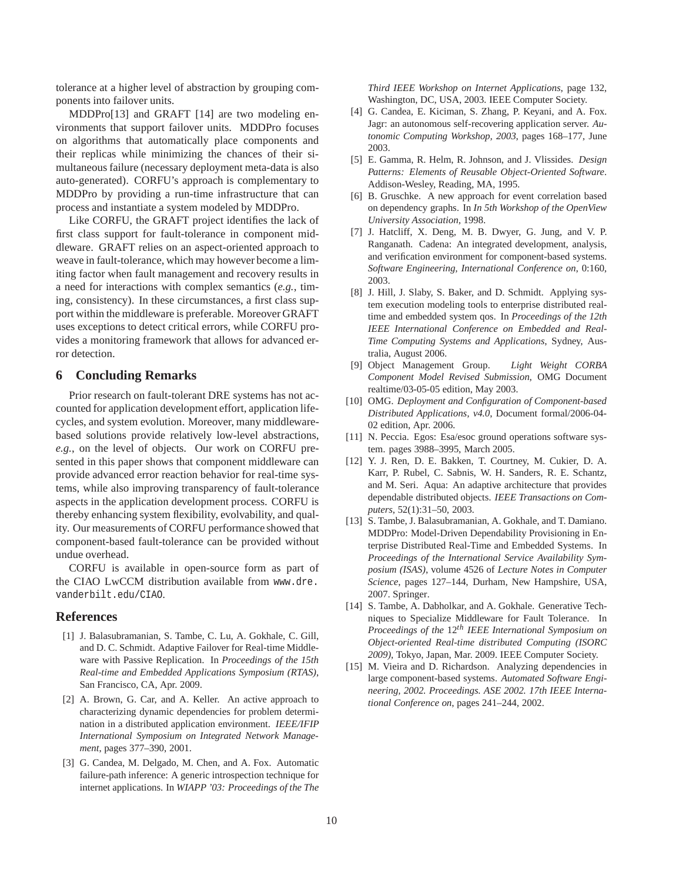tolerance at a higher level of abstraction by grouping components into failover units.

MDDPro[13] and GRAFT [14] are two modeling environments that support failover units. MDDPro focuses on algorithms that automatically place components and their replicas while minimizing the chances of their simultaneous failure (necessary deployment meta-data is also auto-generated). CORFU's approach is complementary to MDDPro by providing a run-time infrastructure that can process and instantiate a system modeled by MDDPro.

Like CORFU, the GRAFT project identifies the lack of first class support for fault-tolerance in component middleware. GRAFT relies on an aspect-oriented approach to weave in fault-tolerance, which may however become a limiting factor when fault management and recovery results in a need for interactions with complex semantics (*e.g.*, timing, consistency). In these circumstances, a first class support within the middleware is preferable. Moreover GRAFT uses exceptions to detect critical errors, while CORFU provides a monitoring framework that allows for advanced error detection.

## 6 Concluding Remarks

Prior research on fault-tolerant DRE systems has not accounted for application development effort, application lifecycles, and system evolution. Moreover, many middleware-based solutions provide relatively low-level abstractions, *e.g.*, on the level of objects. Our work on CORFU presented in this paper shows that component middleware can provide advanced error reaction behavior for real-time systems, while also improving transparency of fault-tolerance aspects in the application development process. CORFU is thereby enhancing system flexibility, evolvability, and quality. Our measurements of CORFU performance showed that component-based fault-tolerance can be provided without undue overhead.

CORFU is available in open-source form as part of the CIAO LwCCM distribution available from `www.dre.vanderbilt.edu/CIAO`.

## References

[1] J. Balasubramanian, S. Tambe, C. Lu, A. Gokhale, C. Gill, and D. C. Schmidt. Adaptive Failover for Real-time Middleware with Passive Replication. In *Proceedings of the 15th Real-time and Embedded Applications Symposium (RTAS)*, San Francisco, CA, Apr. 2009.

[2] A. Brown, G. Car, and A. Keller. An active approach to characterizing dynamic dependencies for problem determination in a distributed application environment. *IEEE/IFIP International Symposium on Integrated Network Management*, pages 377–390, 2001.

[3] G. Candea, M. Delgado, M. Chen, and A. Fox. Automatic failure-path inference: A generic introspection technique for internet applications. In *WIAPP '03: Proceedings of the The Third IEEE Workshop on Internet Applications*, page 132, Washington, DC, USA, 2003. IEEE Computer Society.

[4] G. Candea, E. Kiciman, S. Zhang, P. Keyani, and A. Fox. Jagr: an autonomous self-recovering application server. *Autonomic Computing Workshop, 2003*, pages 168–177, June 2003.

[5] E. Gamma, R. Helm, R. Johnson, and J. Vlissides. *Design Patterns: Elements of Reusable Object-Oriented Software*. Addison-Wesley, Reading, MA, 1995.

[6] B. Gruschke. A new approach for event correlation based on dependency graphs. In *In 5th Workshop of the OpenView University Association*, 1998.

[7] J. Hatcliff, X. Deng, M. B. Dwyer, G. Jung, and V. P. Ranganath. Cadena: An integrated development, analysis, and verification environment for component-based systems. *Software Engineering, International Conference on*, 0:160, 2003.

[8] J. Hill, J. Slaby, S. Baker, and D. Schmidt. Applying system execution modeling tools to enterprise distributed real-time and embedded system qos. In *Proceedings of the 12th IEEE International Conference on Embedded and Real-Time Computing Systems and Applications*, Sydney, Australia, August 2006.

[9] Object Management Group. *Light Weight CORBA Component Model Revised Submission*, OMG Document realtime/03-05-05 edition, May 2003.

[10] OMG. *Deployment and Configuration of Component-based Distributed Applications, v4.0*, Document formal/2006-04-02 edition, Apr. 2006.

[11] N. Peccia. Egos: Esa/esoc ground operations software system. pages 3988–3995, March 2005.

[12] Y. J. Ren, D. E. Bakken, T. Courtney, M. Cukier, D. A. Karr, P. Rubel, C. Sabnis, W. H. Sanders, R. E. Schantz, and M. Seri. Aqua: An adaptive architecture that provides dependable distributed objects. *IEEE Transactions on Computers*, 52(1):31–50, 2003.

[13] S. Tambe, J. Balasubramanian, A. Gokhale, and T. Damiano. MDDPro: Model-Driven Dependability Provisioning in Enterprise Distributed Real-Time and Embedded Systems. In *Proceedings of the International Service Availability Symposium (ISAS)*, volume 4526 of *Lecture Notes in Computer Science*, pages 127–144, Durham, New Hampshire, USA, 2007. Springer.

[14] S. Tambe, A. Dabholkar, and A. Gokhale. Generative Techniques to Specialize Middleware for Fault Tolerance. In *Proceedings of the* $12^{th}$ *IEEE International Symposium on Object-oriented Real-time distributed Computing (ISORC 2009)*, Tokyo, Japan, Mar. 2009. IEEE Computer Society.

[15] M. Vieira and D. Richardson. Analyzing dependencies in large component-based systems. *Automated Software Engineering, 2002. Proceedings. ASE 2002. 17th IEEE International Conference on*, pages 241–244, 2002.